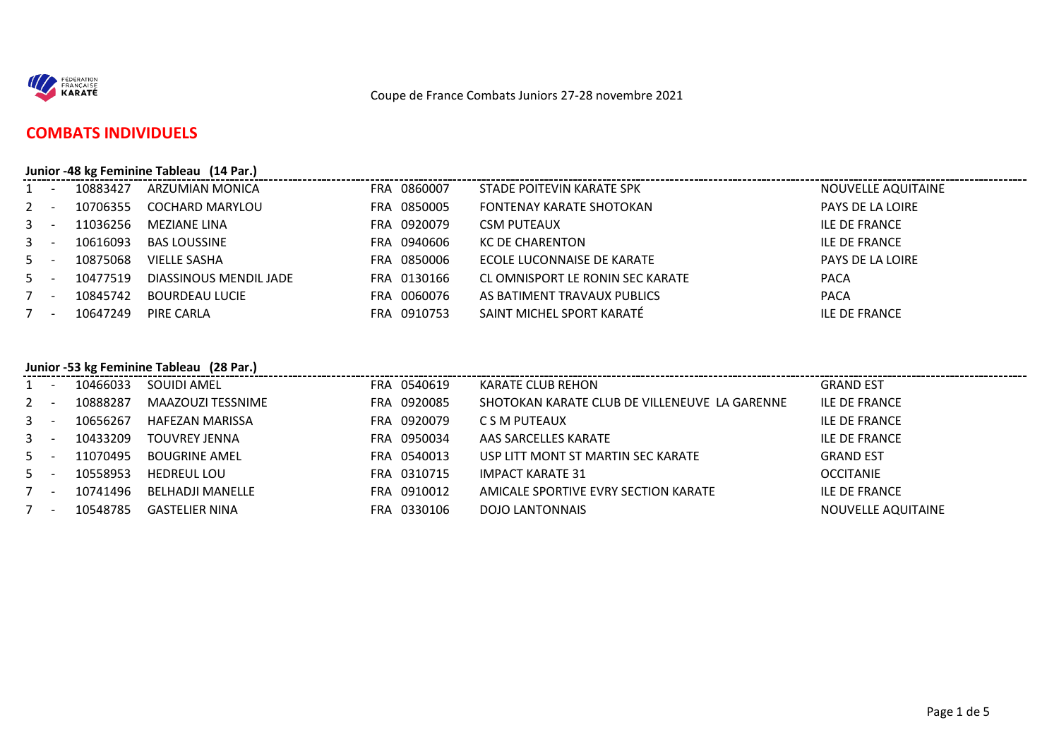Coupe de France Combats Juniors 27-28 novembre 2021

## COMBATS INDIVIDUELS

### Junior -48 kg Feminine Tableau (14 Par.)

| | | | | | | |
|---|---|---|---|---|---|---|
| 1 | - | 10883427 | ARZUMIAN MONICA | FRA 0860007 | STADE POITEVIN KARATE SPK | NOUVELLE AQUITAINE |
| 2 | - | 10706355 | COCHARD MARYLOU | FRA 0850005 | FONTENAY KARATE SHOTOKAN | PAYS DE LA LOIRE |
| 3 | - | 11036256 | MEZIANE LINA | FRA 0920079 | CSM PUTEAUX | ILE DE FRANCE |
| 3 | - | 10616093 | BAS LOUSSINE | FRA 0940606 | KC DE CHARENTON | ILE DE FRANCE |
| 5 | - | 10875068 | VIELLE SASHA | FRA 0850006 | ECOLE LUCONNAISE DE KARATE | PAYS DE LA LOIRE |
| 5 | - | 10477519 | DIASSINOUS MENDIL JADE | FRA 0130166 | CL OMNISPORT LE RONIN SEC KARATE | PACA |
| 7 | - | 10845742 | BOURDEAU LUCIE | FRA 0060076 | AS BATIMENT TRAVAUX PUBLICS | PACA |
| 7 | - | 10647249 | PIRE CARLA | FRA 0910753 | SAINT MICHEL SPORT KARATÉ | ILE DE FRANCE |

### Junior -53 kg Feminine Tableau (28 Par.)

| | | | | | | |
|---|---|---|---|---|---|---|
| 1 | - | 10466033 | SOUIDI AMEL | FRA 0540619 | KARATE CLUB REHON | GRAND EST |
| 2 | - | 10888287 | MAAZOUZI TESSNIME | FRA 0920085 | SHOTOKAN KARATE CLUB DE VILLENEUVE LA GARENNE | ILE DE FRANCE |
| 3 | - | 10656267 | HAFEZAN MARISSA | FRA 0920079 | C S M PUTEAUX | ILE DE FRANCE |
| 3 | - | 10433209 | TOUVREY JENNA | FRA 0950034 | AAS SARCELLES KARATE | ILE DE FRANCE |
| 5 | - | 11070495 | BOUGRINE AMEL | FRA 0540013 | USP LITT MONT ST MARTIN SEC KARATE | GRAND EST |
| 5 | - | 10558953 | HEDREUL LOU | FRA 0310715 | IMPACT KARATE 31 | OCCITANIE |
| 7 | - | 10741496 | BELHADJI MANELLE | FRA 0910012 | AMICALE SPORTIVE EVRY SECTION KARATE | ILE DE FRANCE |
| 7 | - | 10548785 | GASTELIER NINA | FRA 0330106 | DOJO LANTONNAIS | NOUVELLE AQUITAINE |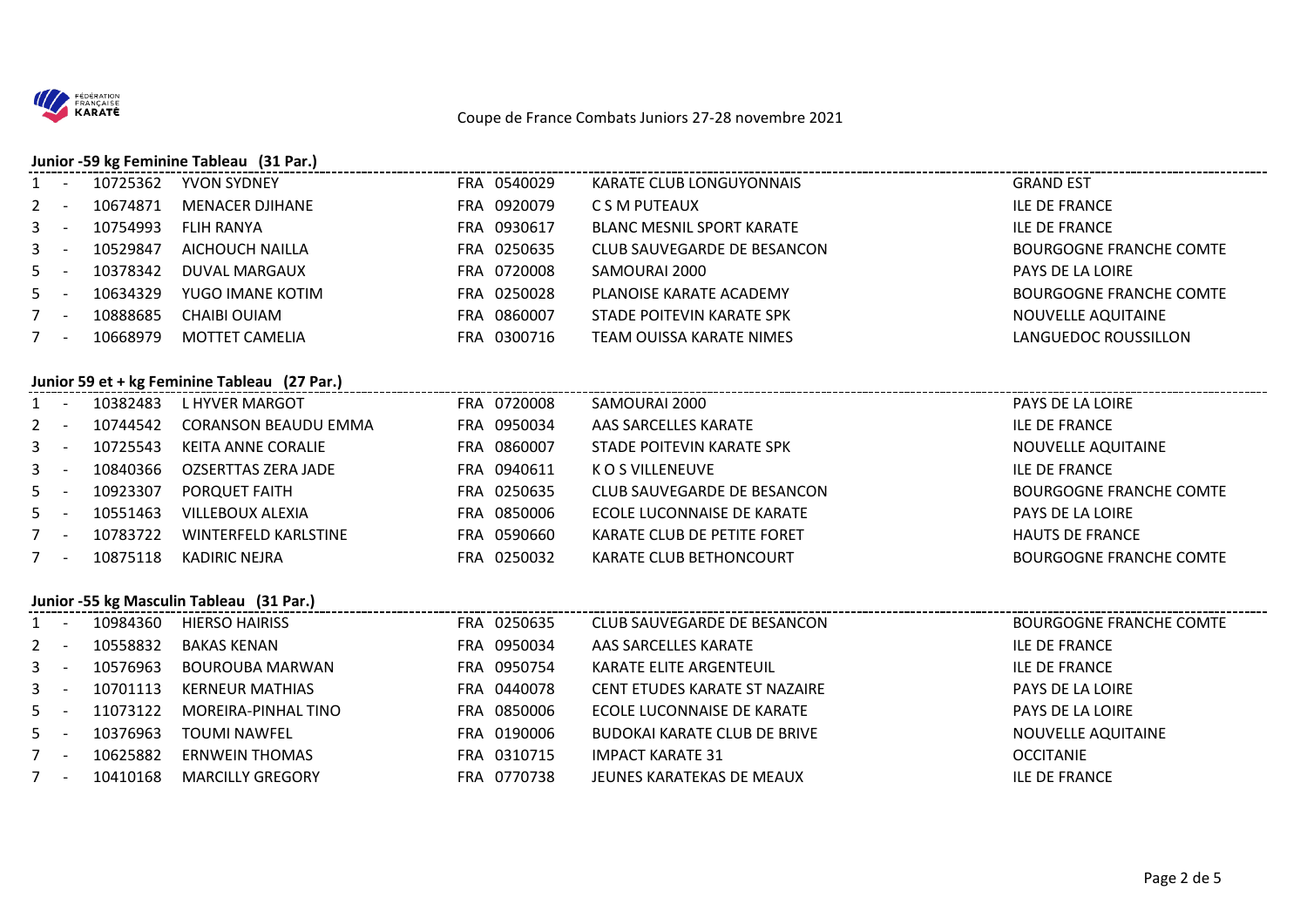Coupe de France Combats Juniors 27-28 novembre 2021

### Junior -59 kg Feminine Tableau (31 Par.)

| Rang | Licence | Nom | Code | Club | Ligue |
|---|---|---|---|---|---|
| 1 - | 10725362 | YVON SYDNEY | FRA 0540029 | KARATE CLUB LONGUYONNAIS | GRAND EST |
| 2 - | 10674871 | MENACER DJIHANE | FRA 0920079 | C S M PUTEAUX | ILE DE FRANCE |
| 3 - | 10754993 | FLIH RANYA | FRA 0930617 | BLANC MESNIL SPORT KARATE | ILE DE FRANCE |
| 3 - | 10529847 | AICHOUCH NAILLA | FRA 0250635 | CLUB SAUVEGARDE DE BESANCON | BOURGOGNE FRANCHE COMTE |
| 5 - | 10378342 | DUVAL MARGAUX | FRA 0720008 | SAMOURAI 2000 | PAYS DE LA LOIRE |
| 5 - | 10634329 | YUGO IMANE KOTIM | FRA 0250028 | PLANOISE KARATE ACADEMY | BOURGOGNE FRANCHE COMTE |
| 7 - | 10888685 | CHAIBI OUIAM | FRA 0860007 | STADE POITEVIN KARATE SPK | NOUVELLE AQUITAINE |
| 7 - | 10668979 | MOTTET CAMELIA | FRA 0300716 | TEAM OUISSA KARATE NIMES | LANGUEDOC ROUSSILLON |

### Junior 59 et + kg Feminine Tableau (27 Par.)

| Rang | Licence | Nom | Code | Club | Ligue |
|---|---|---|---|---|---|
| 1 - | 10382483 | L HYVER MARGOT | FRA 0720008 | SAMOURAI 2000 | PAYS DE LA LOIRE |
| 2 - | 10744542 | CORANSON BEAUDU EMMA | FRA 0950034 | AAS SARCELLES KARATE | ILE DE FRANCE |
| 3 - | 10725543 | KEITA ANNE CORALIE | FRA 0860007 | STADE POITEVIN KARATE SPK | NOUVELLE AQUITAINE |
| 3 - | 10840366 | OZSERTTAS ZERA JADE | FRA 0940611 | K O S VILLENEUVE | ILE DE FRANCE |
| 5 - | 10923307 | PORQUET FAITH | FRA 0250635 | CLUB SAUVEGARDE DE BESANCON | BOURGOGNE FRANCHE COMTE |
| 5 - | 10551463 | VILLEBOUX ALEXIA | FRA 0850006 | ECOLE LUCONNAISE DE KARATE | PAYS DE LA LOIRE |
| 7 - | 10783722 | WINTERFELD KARLSTINE | FRA 0590660 | KARATE CLUB DE PETITE FORET | HAUTS DE FRANCE |
| 7 - | 10875118 | KADIRIC NEJRA | FRA 0250032 | KARATE CLUB BETHONCOURT | BOURGOGNE FRANCHE COMTE |

### Junior -55 kg Masculin Tableau (31 Par.)

| Rang | Licence | Nom | Code | Club | Ligue |
|---|---|---|---|---|---|
| 1 - | 10984360 | HIERSO HAIRISS | FRA 0250635 | CLUB SAUVEGARDE DE BESANCON | BOURGOGNE FRANCHE COMTE |
| 2 - | 10558832 | BAKAS KENAN | FRA 0950034 | AAS SARCELLES KARATE | ILE DE FRANCE |
| 3 - | 10576963 | BOUROUBA MARWAN | FRA 0950754 | KARATE ELITE ARGENTEUIL | ILE DE FRANCE |
| 3 - | 10701113 | KERNEUR MATHIAS | FRA 0440078 | CENT ETUDES KARATE ST NAZAIRE | PAYS DE LA LOIRE |
| 5 - | 11073122 | MOREIRA-PINHAL TINO | FRA 0850006 | ECOLE LUCONNAISE DE KARATE | PAYS DE LA LOIRE |
| 5 - | 10376963 | TOUMI NAWFEL | FRA 0190006 | BUDOKAI KARATE CLUB DE BRIVE | NOUVELLE AQUITAINE |
| 7 - | 10625882 | ERNWEIN THOMAS | FRA 0310715 | IMPACT KARATE 31 | OCCITANIE |
| 7 - | 10410168 | MARCILLY GREGORY | FRA 0770738 | JEUNES KARATEKAS DE MEAUX | ILE DE FRANCE |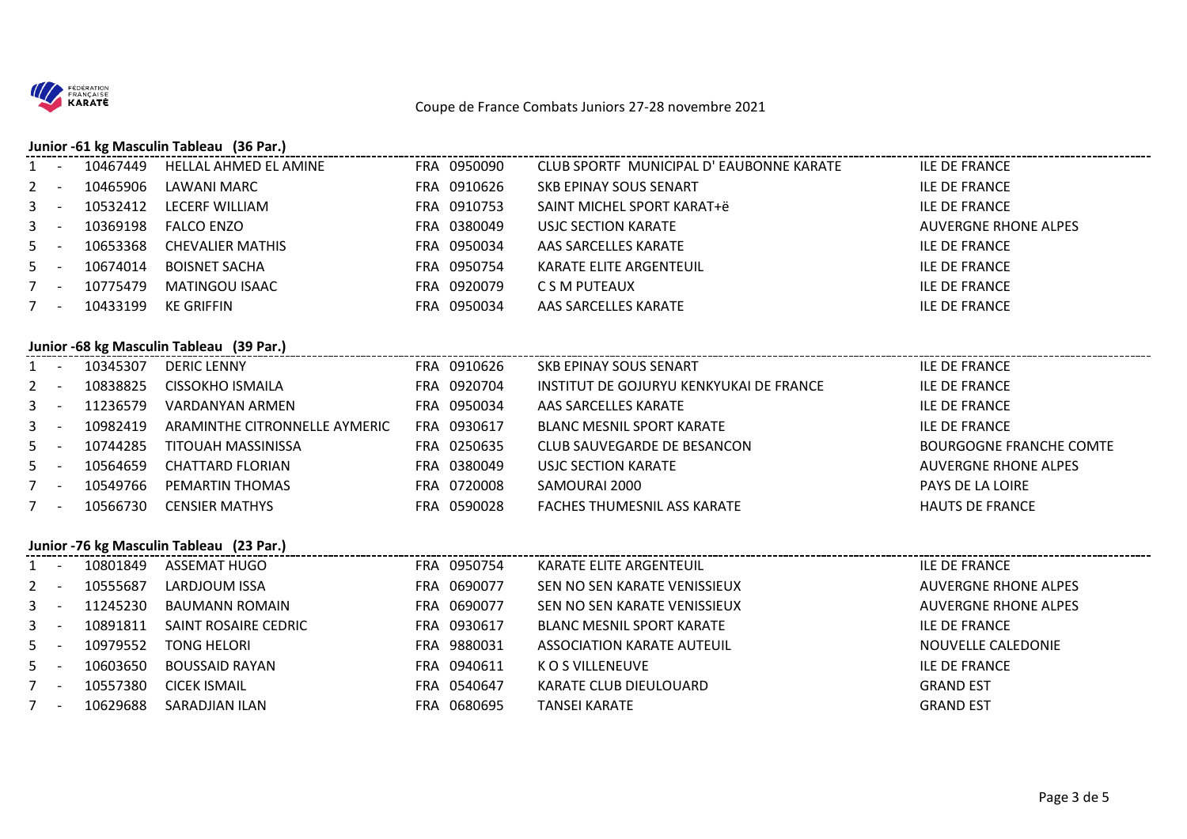Coupe de France Combats Juniors 27-28 novembre 2021

## Junior -61 kg Masculin Tableau (36 Par.)

| Place | Licence | Nom | Pays | Club N° | Club | Ligue |
|---|---|---|---|---|---|---|
| 1 - | 10467449 | HELLAL AHMED EL AMINE | FRA | 0950090 | CLUB SPORTF MUNICIPAL D' EAUBONNE KARATE | ILE DE FRANCE |
| 2 - | 10465906 | LAWANI MARC | FRA | 0910626 | SKB EPINAY SOUS SENART | ILE DE FRANCE |
| 3 - | 10532412 | LECERF WILLIAM | FRA | 0910753 | SAINT MICHEL SPORT KARAT+ë | ILE DE FRANCE |
| 3 - | 10369198 | FALCO ENZO | FRA | 0380049 | USJC SECTION KARATE | AUVERGNE RHONE ALPES |
| 5 - | 10653368 | CHEVALIER MATHIS | FRA | 0950034 | AAS SARCELLES KARATE | ILE DE FRANCE |
| 5 - | 10674014 | BOISNET SACHA | FRA | 0950754 | KARATE ELITE ARGENTEUIL | ILE DE FRANCE |
| 7 - | 10775479 | MATINGOU ISAAC | FRA | 0920079 | C S M PUTEAUX | ILE DE FRANCE |
| 7 - | 10433199 | KE GRIFFIN | FRA | 0950034 | AAS SARCELLES KARATE | ILE DE FRANCE |

## Junior -68 kg Masculin Tableau (39 Par.)

| Place | Licence | Nom | Pays | Club N° | Club | Ligue |
|---|---|---|---|---|---|---|
| 1 - | 10345307 | DERIC LENNY | FRA | 0910626 | SKB EPINAY SOUS SENART | ILE DE FRANCE |
| 2 - | 10838825 | CISSOKHO ISMAILA | FRA | 0920704 | INSTITUT DE GOJURYU KENKYUKAI DE FRANCE | ILE DE FRANCE |
| 3 - | 11236579 | VARDANYAN ARMEN | FRA | 0950034 | AAS SARCELLES KARATE | ILE DE FRANCE |
| 3 - | 10982419 | ARAMINTHE CITRONNELLE AYMERIC | FRA | 0930617 | BLANC MESNIL SPORT KARATE | ILE DE FRANCE |
| 5 - | 10744285 | TITOUAH MASSINISSA | FRA | 0250635 | CLUB SAUVEGARDE DE BESANCON | BOURGOGNE FRANCHE COMTE |
| 5 - | 10564659 | CHATTARD FLORIAN | FRA | 0380049 | USJC SECTION KARATE | AUVERGNE RHONE ALPES |
| 7 - | 10549766 | PEMARTIN THOMAS | FRA | 0720008 | SAMOURAI 2000 | PAYS DE LA LOIRE |
| 7 - | 10566730 | CENSIER MATHYS | FRA | 0590028 | FACHES THUMESNIL ASS KARATE | HAUTS DE FRANCE |

## Junior -76 kg Masculin Tableau (23 Par.)

| Place | Licence | Nom | Pays | Club N° | Club | Ligue |
|---|---|---|---|---|---|---|
| 1 - | 10801849 | ASSEMAT HUGO | FRA | 0950754 | KARATE ELITE ARGENTEUIL | ILE DE FRANCE |
| 2 - | 10555687 | LARDJOUM ISSA | FRA | 0690077 | SEN NO SEN KARATE VENISSIEUX | AUVERGNE RHONE ALPES |
| 3 - | 11245230 | BAUMANN ROMAIN | FRA | 0690077 | SEN NO SEN KARATE VENISSIEUX | AUVERGNE RHONE ALPES |
| 3 - | 10891811 | SAINT ROSAIRE CEDRIC | FRA | 0930617 | BLANC MESNIL SPORT KARATE | ILE DE FRANCE |
| 5 - | 10979552 | TONG HELORI | FRA | 9880031 | ASSOCIATION KARATE AUTEUIL | NOUVELLE CALEDONIE |
| 5 - | 10603650 | BOUSSAID RAYAN | FRA | 0940611 | K O S VILLENEUVE | ILE DE FRANCE |
| 7 - | 10557380 | CICEK ISMAIL | FRA | 0540647 | KARATE CLUB DIEULOUARD | GRAND EST |
| 7 - | 10629688 | SARADJIAN ILAN | FRA | 0680695 | TANSEI KARATE | GRAND EST |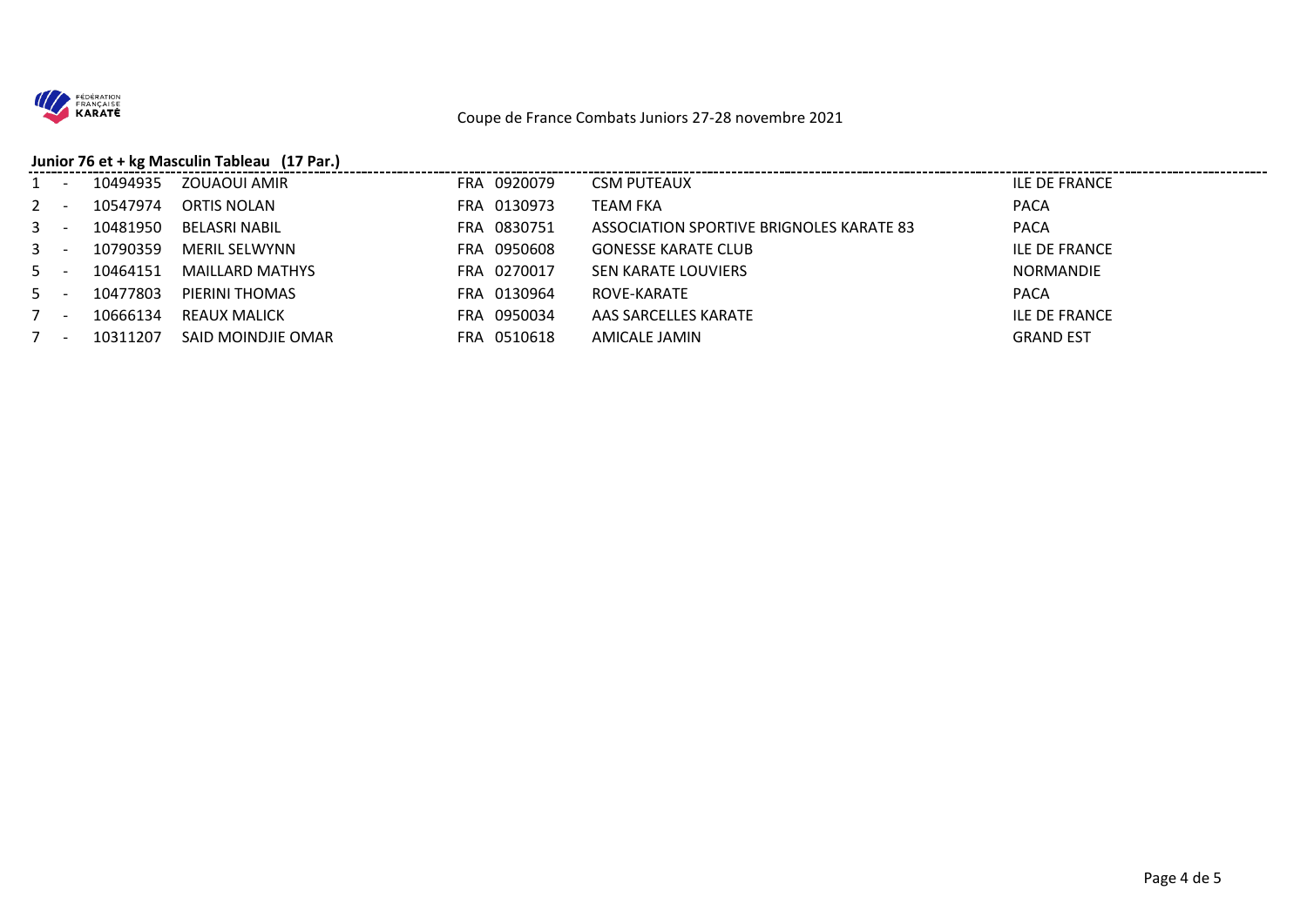Coupe de France Combats Juniors 27-28 novembre 2021

### Junior 76 et + kg Masculin Tableau (17 Par.)

| | | | | | | |
|---|---|---|---|---|---|---|
| 1 - | 10494935 | ZOUAOUI AMIR | FRA | 0920079 | CSM PUTEAUX | ILE DE FRANCE |
| 2 - | 10547974 | ORTIS NOLAN | FRA | 0130973 | TEAM FKA | PACA |
| 3 - | 10481950 | BELASRI NABIL | FRA | 0830751 | ASSOCIATION SPORTIVE BRIGNOLES KARATE 83 | PACA |
| 3 - | 10790359 | MERIL SELWYNN | FRA | 0950608 | GONESSE KARATE CLUB | ILE DE FRANCE |
| 5 - | 10464151 | MAILLARD MATHYS | FRA | 0270017 | SEN KARATE LOUVIERS | NORMANDIE |
| 5 - | 10477803 | PIERINI THOMAS | FRA | 0130964 | ROVE-KARATE | PACA |
| 7 - | 10666134 | REAUX MALICK | FRA | 0950034 | AAS SARCELLES KARATE | ILE DE FRANCE |
| 7 - | 10311207 | SAID MOINDJIE OMAR | FRA | 0510618 | AMICALE JAMIN | GRAND EST |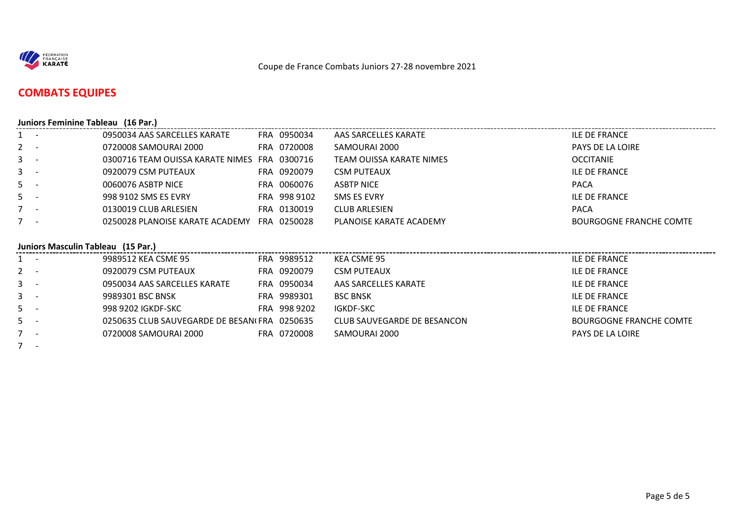Coupe de France Combats Juniors 27-28 novembre 2021

## COMBATS EQUIPES

### Juniors Feminine Tableau (16 Par.)

| | | | | | |
|---|---|---|---|---|---|
| 1 | - | 0950034 AAS SARCELLES KARATE | FRA 0950034 | AAS SARCELLES KARATE | ILE DE FRANCE |
| 2 | - | 0720008 SAMOURAI 2000 | FRA 0720008 | SAMOURAI 2000 | PAYS DE LA LOIRE |
| 3 | - | 0300716 TEAM OUISSA KARATE NIMES | FRA 0300716 | TEAM OUISSA KARATE NIMES | OCCITANIE |
| 3 | - | 0920079 CSM PUTEAUX | FRA 0920079 | CSM PUTEAUX | ILE DE FRANCE |
| 5 | - | 0060076 ASBTP NICE | FRA 0060076 | ASBTP NICE | PACA |
| 5 | - | 998 9102 SMS ES EVRY | FRA 998 9102 | SMS ES EVRY | ILE DE FRANCE |
| 7 | - | 0130019 CLUB ARLESIEN | FRA 0130019 | CLUB ARLESIEN | PACA |
| 7 | - | 0250028 PLANOISE KARATE ACADEMY | FRA 0250028 | PLANOISE KARATE ACADEMY | BOURGOGNE FRANCHE COMTE |

### Juniors Masculin Tableau (15 Par.)

| | | | | | |
|---|---|---|---|---|---|
| 1 | - | 9989512 KEA CSME 95 | FRA 9989512 | KEA CSME 95 | ILE DE FRANCE |
| 2 | - | 0920079 CSM PUTEAUX | FRA 0920079 | CSM PUTEAUX | ILE DE FRANCE |
| 3 | - | 0950034 AAS SARCELLES KARATE | FRA 0950034 | AAS SARCELLES KARATE | ILE DE FRANCE |
| 3 | - | 9989301 BSC BNSK | FRA 9989301 | BSC BNSK | ILE DE FRANCE |
| 5 | - | 998 9202 IGKDF-SKC | FRA 998 9202 | IGKDF-SKC | ILE DE FRANCE |
| 5 | - | 0250635 CLUB SAUVEGARDE DE BESAN( | FRA 0250635 | CLUB SAUVEGARDE DE BESANCON | BOURGOGNE FRANCHE COMTE |
| 7 | - | 0720008 SAMOURAI 2000 | FRA 0720008 | SAMOURAI 2000 | PAYS DE LA LOIRE |
| 7 | - | | | | |